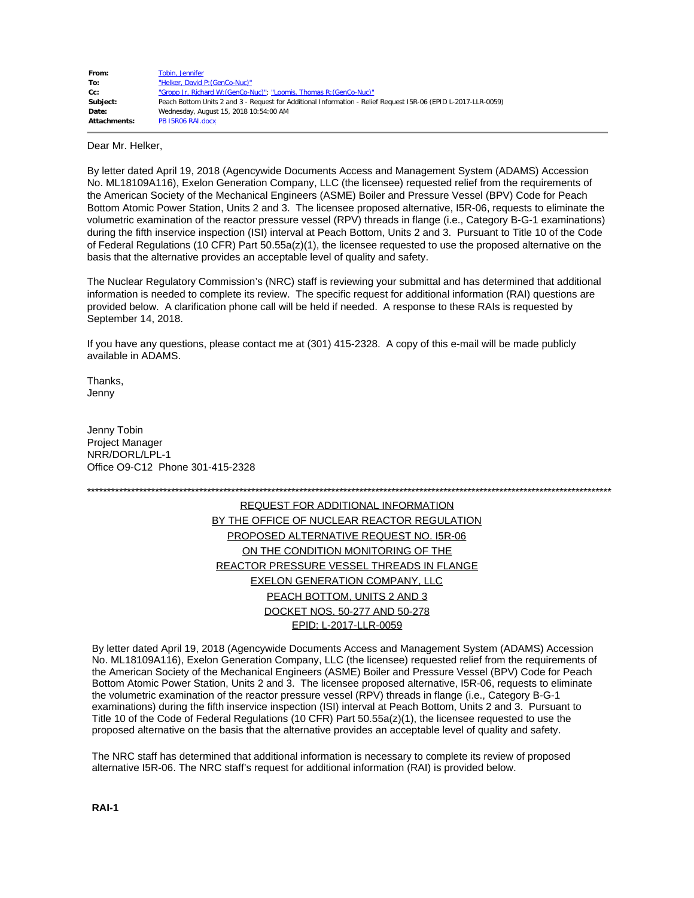| | |
|---|---|
| **From:** | Tobin, Jennifer |
| **To:** | "Helker, David P:(GenCo-Nuc)" |
| **Cc:** | "Gropp Jr, Richard W:(GenCo-Nuc)"; "Loomis, Thomas R:(GenCo-Nuc)" |
| **Subject:** | Peach Bottom Units 2 and 3 - Request for Additional Information - Relief Request I5R-06 (EPID L-2017-LLR-0059) |
| **Date:** | Wednesday, August 15, 2018 10:54:00 AM |
| **Attachments:** | PB I5R06 RAI.docx |

Dear Mr. Helker,

By letter dated April 19, 2018 (Agencywide Documents Access and Management System (ADAMS) Accession No. ML18109A116), Exelon Generation Company, LLC (the licensee) requested relief from the requirements of the American Society of the Mechanical Engineers (ASME) Boiler and Pressure Vessel (BPV) Code for Peach Bottom Atomic Power Station, Units 2 and 3. The licensee proposed alternative, I5R-06, requests to eliminate the volumetric examination of the reactor pressure vessel (RPV) threads in flange (i.e., Category B-G-1 examinations) during the fifth inservice inspection (ISI) interval at Peach Bottom, Units 2 and 3. Pursuant to Title 10 of the Code of Federal Regulations (10 CFR) Part 50.55a(z)(1), the licensee requested to use the proposed alternative on the basis that the alternative provides an acceptable level of quality and safety.

The Nuclear Regulatory Commission's (NRC) staff is reviewing your submittal and has determined that additional information is needed to complete its review. The specific request for additional information (RAI) questions are provided below. A clarification phone call will be held if needed. A response to these RAIs is requested by September 14, 2018.

If you have any questions, please contact me at (301) 415-2328. A copy of this e-mail will be made publicly available in ADAMS.

Thanks,
Jenny

Jenny Tobin
Project Manager
NRR/DORL/LPL-1
Office O9-C12 Phone 301-415-2328

*********************************************************************************************************************

REQUEST FOR ADDITIONAL INFORMATION
BY THE OFFICE OF NUCLEAR REACTOR REGULATION
PROPOSED ALTERNATIVE REQUEST NO. I5R-06
ON THE CONDITION MONITORING OF THE
REACTOR PRESSURE VESSEL THREADS IN FLANGE
EXELON GENERATION COMPANY, LLC
PEACH BOTTOM, UNITS 2 AND 3
DOCKET NOS. 50-277 AND 50-278
EPID: L-2017-LLR-0059

By letter dated April 19, 2018 (Agencywide Documents Access and Management System (ADAMS) Accession No. ML18109A116), Exelon Generation Company, LLC (the licensee) requested relief from the requirements of the American Society of the Mechanical Engineers (ASME) Boiler and Pressure Vessel (BPV) Code for Peach Bottom Atomic Power Station, Units 2 and 3. The licensee proposed alternative, I5R-06, requests to eliminate the volumetric examination of the reactor pressure vessel (RPV) threads in flange (i.e., Category B-G-1 examinations) during the fifth inservice inspection (ISI) interval at Peach Bottom, Units 2 and 3. Pursuant to Title 10 of the Code of Federal Regulations (10 CFR) Part 50.55a(z)(1), the licensee requested to use the proposed alternative on the basis that the alternative provides an acceptable level of quality and safety.

The NRC staff has determined that additional information is necessary to complete its review of proposed alternative I5R-06. The NRC staff's request for additional information (RAI) is provided below.

**RAI-1**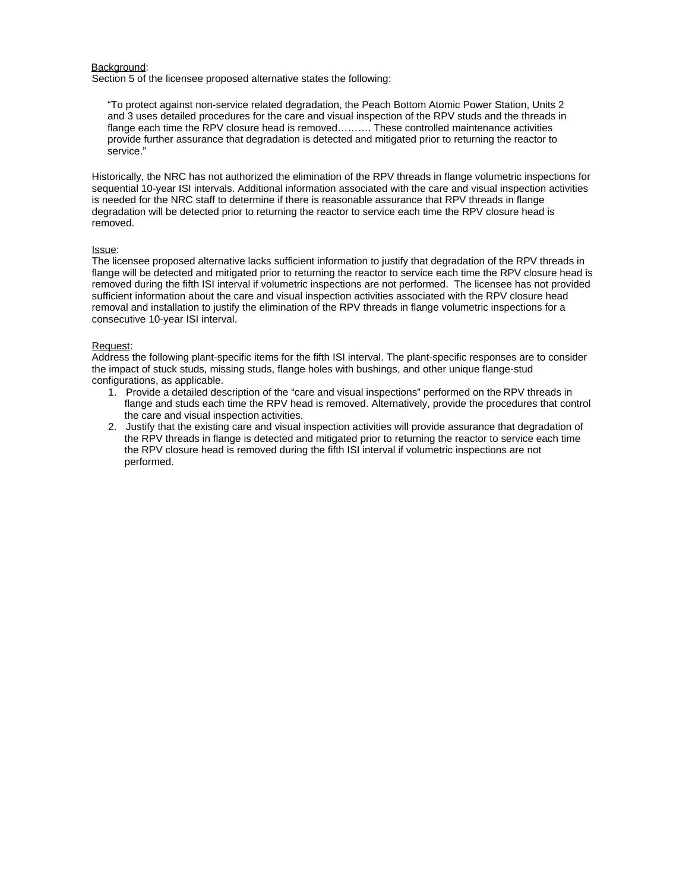<u>Background</u>:
Section 5 of the licensee proposed alternative states the following:

> "To protect against non-service related degradation, the Peach Bottom Atomic Power Station, Units 2 and 3 uses detailed procedures for the care and visual inspection of the RPV studs and the threads in flange each time the RPV closure head is removed………. These controlled maintenance activities provide further assurance that degradation is detected and mitigated prior to returning the reactor to service."

Historically, the NRC has not authorized the elimination of the RPV threads in flange volumetric inspections for sequential 10-year ISI intervals. Additional information associated with the care and visual inspection activities is needed for the NRC staff to determine if there is reasonable assurance that RPV threads in flange degradation will be detected prior to returning the reactor to service each time the RPV closure head is removed.

<u>Issue</u>:
The licensee proposed alternative lacks sufficient information to justify that degradation of the RPV threads in flange will be detected and mitigated prior to returning the reactor to service each time the RPV closure head is removed during the fifth ISI interval if volumetric inspections are not performed. The licensee has not provided sufficient information about the care and visual inspection activities associated with the RPV closure head removal and installation to justify the elimination of the RPV threads in flange volumetric inspections for a consecutive 10-year ISI interval.

<u>Request</u>:
Address the following plant-specific items for the fifth ISI interval. The plant-specific responses are to consider the impact of stuck studs, missing studs, flange holes with bushings, and other unique flange-stud configurations, as applicable.

1. Provide a detailed description of the "care and visual inspections" performed on the RPV threads in flange and studs each time the RPV head is removed. Alternatively, provide the procedures that control the care and visual inspection activities.
2. Justify that the existing care and visual inspection activities will provide assurance that degradation of the RPV threads in flange is detected and mitigated prior to returning the reactor to service each time the RPV closure head is removed during the fifth ISI interval if volumetric inspections are not performed.